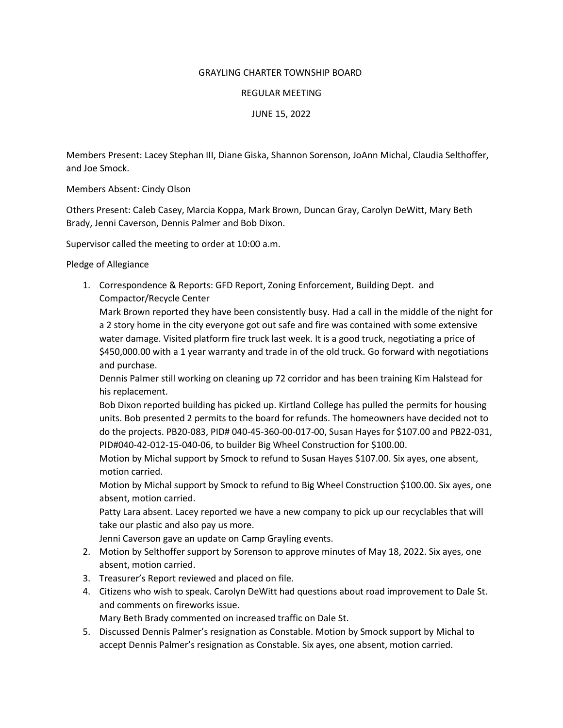# GRAYLING CHARTER TOWNSHIP BOARD

## REGULAR MEETING

## JUNE 15, 2022

Members Present: Lacey Stephan III, Diane Giska, Shannon Sorenson, JoAnn Michal, Claudia Selthoffer, and Joe Smock.

Members Absent: Cindy Olson

Others Present: Caleb Casey, Marcia Koppa, Mark Brown, Duncan Gray, Carolyn DeWitt, Mary Beth Brady, Jenni Caverson, Dennis Palmer and Bob Dixon.

Supervisor called the meeting to order at 10:00 a.m.

Pledge of Allegiance

1. Correspondence & Reports: GFD Report, Zoning Enforcement, Building Dept. and Compactor/Recycle Center

   Mark Brown reported they have been consistently busy. Had a call in the middle of the night for a 2 story home in the city everyone got out safe and fire was contained with some extensive water damage. Visited platform fire truck last week. It is a good truck, negotiating a price of $450,000.00 with a 1 year warranty and trade in of the old truck. Go forward with negotiations and purchase.

   Dennis Palmer still working on cleaning up 72 corridor and has been training Kim Halstead for his replacement.

   Bob Dixon reported building has picked up. Kirtland College has pulled the permits for housing units. Bob presented 2 permits to the board for refunds. The homeowners have decided not to do the projects. PB20-083, PID# 040-45-360-00-017-00, Susan Hayes for $107.00 and PB22-031, PID#040-42-012-15-040-06, to builder Big Wheel Construction for $100.00.

   Motion by Michal support by Smock to refund to Susan Hayes $107.00. Six ayes, one absent, motion carried.

   Motion by Michal support by Smock to refund to Big Wheel Construction $100.00. Six ayes, one absent, motion carried.

   Patty Lara absent. Lacey reported we have a new company to pick up our recyclables that will take our plastic and also pay us more.

   Jenni Caverson gave an update on Camp Grayling events.
2. Motion by Selthoffer support by Sorenson to approve minutes of May 18, 2022. Six ayes, one absent, motion carried.
3. Treasurer's Report reviewed and placed on file.
4. Citizens who wish to speak. Carolyn DeWitt had questions about road improvement to Dale St. and comments on fireworks issue.

   Mary Beth Brady commented on increased traffic on Dale St.
5. Discussed Dennis Palmer's resignation as Constable. Motion by Smock support by Michal to accept Dennis Palmer's resignation as Constable. Six ayes, one absent, motion carried.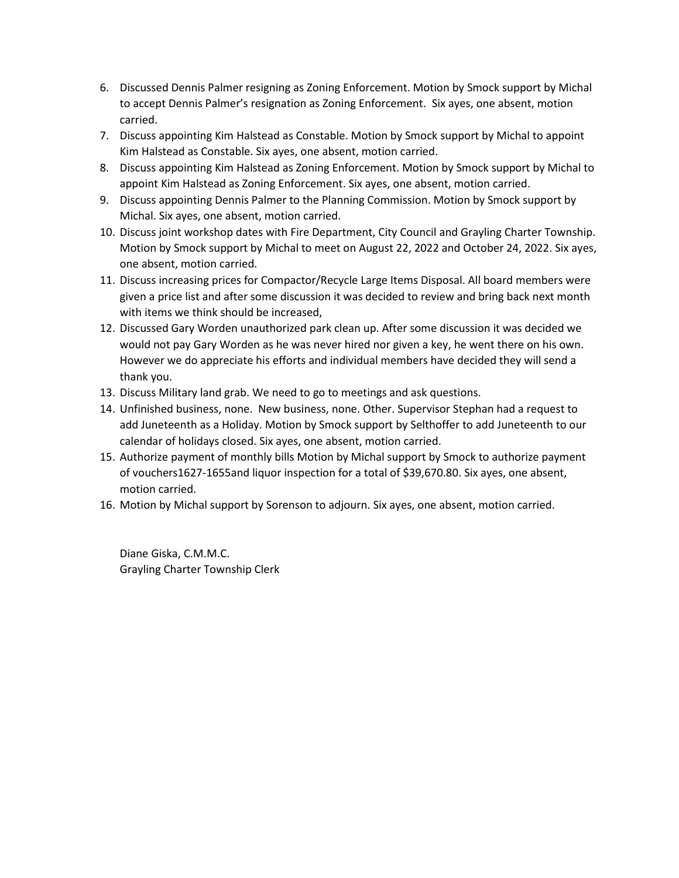6. Discussed Dennis Palmer resigning as Zoning Enforcement. Motion by Smock support by Michal to accept Dennis Palmer's resignation as Zoning Enforcement. Six ayes, one absent, motion carried.
7. Discuss appointing Kim Halstead as Constable. Motion by Smock support by Michal to appoint Kim Halstead as Constable. Six ayes, one absent, motion carried.
8. Discuss appointing Kim Halstead as Zoning Enforcement. Motion by Smock support by Michal to appoint Kim Halstead as Zoning Enforcement. Six ayes, one absent, motion carried.
9. Discuss appointing Dennis Palmer to the Planning Commission. Motion by Smock support by Michal. Six ayes, one absent, motion carried.
10. Discuss joint workshop dates with Fire Department, City Council and Grayling Charter Township. Motion by Smock support by Michal to meet on August 22, 2022 and October 24, 2022. Six ayes, one absent, motion carried.
11. Discuss increasing prices for Compactor/Recycle Large Items Disposal. All board members were given a price list and after some discussion it was decided to review and bring back next month with items we think should be increased,
12. Discussed Gary Worden unauthorized park clean up. After some discussion it was decided we would not pay Gary Worden as he was never hired nor given a key, he went there on his own. However we do appreciate his efforts and individual members have decided they will send a thank you.
13. Discuss Military land grab. We need to go to meetings and ask questions.
14. Unfinished business, none. New business, none. Other. Supervisor Stephan had a request to add Juneteenth as a Holiday. Motion by Smock support by Selthoffer to add Juneteenth to our calendar of holidays closed. Six ayes, one absent, motion carried.
15. Authorize payment of monthly bills Motion by Michal support by Smock to authorize payment of vouchers1627-1655and liquor inspection for a total of $39,670.80. Six ayes, one absent, motion carried.
16. Motion by Michal support by Sorenson to adjourn. Six ayes, one absent, motion carried.

Diane Giska, C.M.M.C.
Grayling Charter Township Clerk